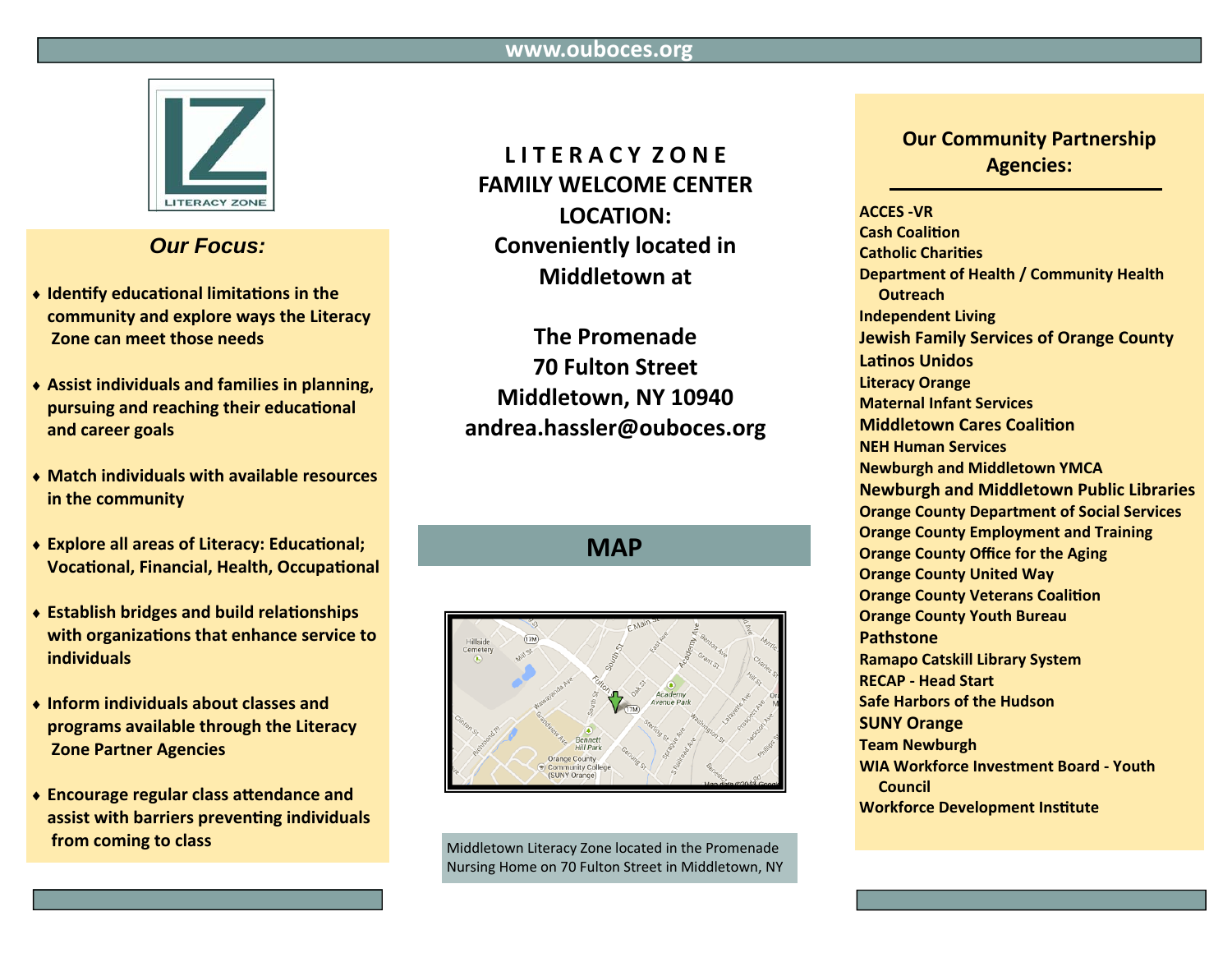www.ouboces.org

LITERACY ZONE

## *Our Focus:*

- **Identify educational limitations in the community and explore ways the Literacy Zone can meet those needs**
- **Assist individuals and families in planning, pursuing and reaching their educational and career goals**
- **Match individuals with available resources in the community**
- **Explore all areas of Literacy: Educational; Vocational, Financial, Health, Occupational**
- **Establish bridges and build relationships with organizations that enhance service to individuals**
- **Inform individuals about classes and programs available through the Literacy Zone Partner Agencies**
- **Encourage regular class attendance and assist with barriers preventing individuals from coming to class**

## LITERACY ZONE FAMILY WELCOME CENTER LOCATION: Conveniently located in Middletown at

**The Promenade**
**70 Fulton Street**
**Middletown, NY 10940**
**andrea.hassler@ouboces.org**

## MAP

Middletown Literacy Zone located in the Promenade Nursing Home on 70 Fulton Street in Middletown, NY

## Our Community Partnership Agencies:

**ACCES -VR**
**Cash Coalition**
**Catholic Charities**
**Department of Health / Community Health Outreach**
**Independent Living**
**Jewish Family Services of Orange County**
**Latinos Unidos**
**Literacy Orange**
**Maternal Infant Services**
**Middletown Cares Coalition**
**NEH Human Services**
**Newburgh and Middletown YMCA**
**Newburgh and Middletown Public Libraries**
**Orange County Department of Social Services**
**Orange County Employment and Training**
**Orange County Office for the Aging**
**Orange County United Way**
**Orange County Veterans Coalition**
**Orange County Youth Bureau**
**Pathstone**
**Ramapo Catskill Library System**
**RECAP - Head Start**
**Safe Harbors of the Hudson**
**SUNY Orange**
**Team Newburgh**
**WIA Workforce Investment Board - Youth Council**
**Workforce Development Institute**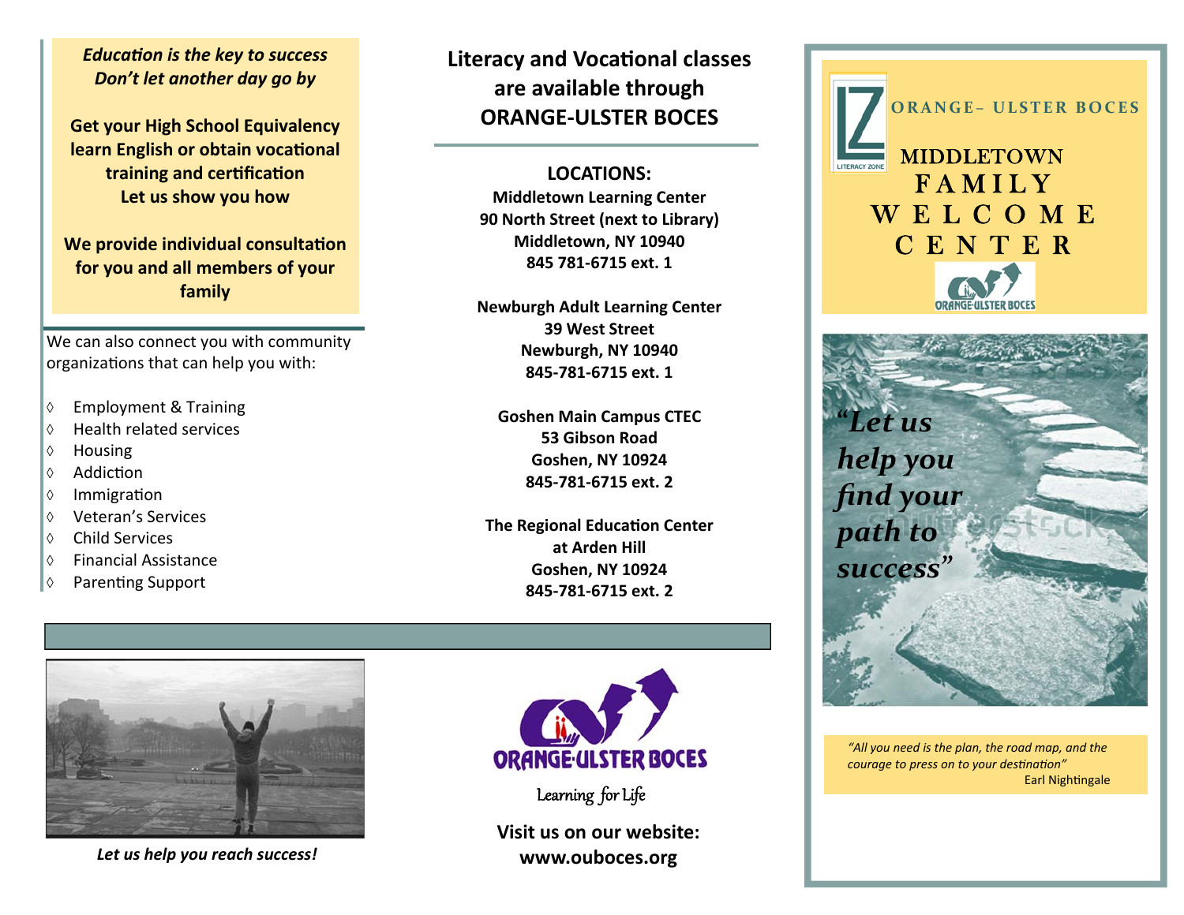*Education is the key to success*
*Don't let another day go by*

**Get your High School Equivalency learn English or obtain vocational training and certification**
**Let us show you how**

**We provide individual consultation for you and all members of your family**

We can also connect you with community organizations that can help you with:

- Employment & Training
- Health related services
- Housing
- Addiction
- Immigration
- Veteran's Services
- Child Services
- Financial Assistance
- Parenting Support

*Let us help you reach success!*

## Literacy and Vocational classes are available through ORANGE-ULSTER BOCES

**LOCATIONS:**

**Middletown Learning Center**
**90 North Street (next to Library)**
**Middletown, NY 10940**
**845 781-6715 ext. 1**

**Newburgh Adult Learning Center**
**39 West Street**
**Newburgh, NY 10940**
**845-781-6715 ext. 1**

**Goshen Main Campus CTEC**
**53 Gibson Road**
**Goshen, NY 10924**
**845-781-6715 ext. 2**

**The Regional Education Center**
**at Arden Hill**
**Goshen, NY 10924**
**845-781-6715 ext. 2**

ORANGE-ULSTER BOCES

Learning for Life

**Visit us on our website:**
**www.ouboces.org**

LITERACY ZONE

ORANGE– ULSTER BOCES

# MIDDLETOWN FAMILY WELCOME CENTER

ORANGE-ULSTER BOCES

*"Let us help you find your path to success"*

*"All you need is the plan, the road map, and the courage to press on to your destination"*
Earl Nightingale